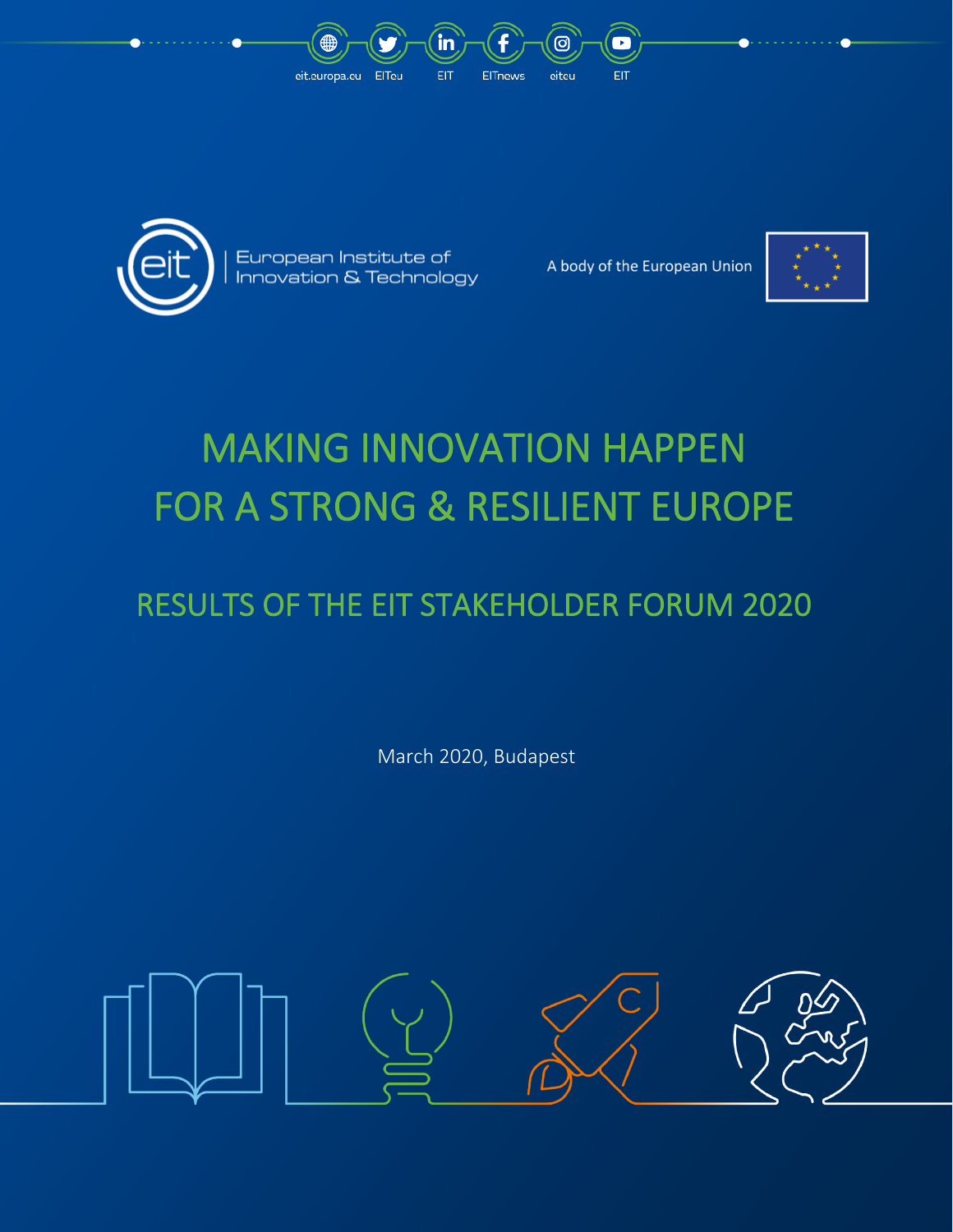eit.europa.eu EITeu EIT EITnews eiteu EIT

European Institute of Innovation & Technology

A body of the European Union

# MAKING INNOVATION HAPPEN FOR A STRONG & RESILIENT EUROPE

## RESULTS OF THE EIT STAKEHOLDER FORUM 2020

March 2020, Budapest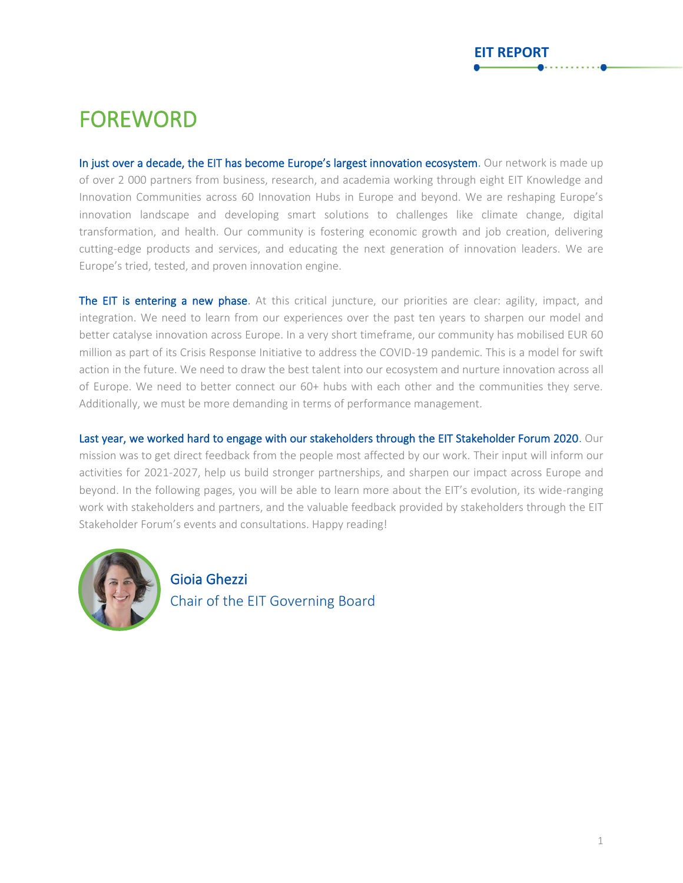# FOREWORD

**In just over a decade, the EIT has become Europe's largest innovation ecosystem**. Our network is made up of over 2 000 partners from business, research, and academia working through eight EIT Knowledge and Innovation Communities across 60 Innovation Hubs in Europe and beyond. We are reshaping Europe's innovation landscape and developing smart solutions to challenges like climate change, digital transformation, and health. Our community is fostering economic growth and job creation, delivering cutting-edge products and services, and educating the next generation of innovation leaders. We are Europe's tried, tested, and proven innovation engine.

**The EIT is entering a new phase**. At this critical juncture, our priorities are clear: agility, impact, and integration. We need to learn from our experiences over the past ten years to sharpen our model and better catalyse innovation across Europe. In a very short timeframe, our community has mobilised EUR 60 million as part of its Crisis Response Initiative to address the COVID-19 pandemic. This is a model for swift action in the future. We need to draw the best talent into our ecosystem and nurture innovation across all of Europe. We need to better connect our 60+ hubs with each other and the communities they serve. Additionally, we must be more demanding in terms of performance management.

**Last year, we worked hard to engage with our stakeholders through the EIT Stakeholder Forum 2020**. Our mission was to get direct feedback from the people most affected by our work. Their input will inform our activities for 2021-2027, help us build stronger partnerships, and sharpen our impact across Europe and beyond. In the following pages, you will be able to learn more about the EIT's evolution, its wide-ranging work with stakeholders and partners, and the valuable feedback provided by stakeholders through the EIT Stakeholder Forum's events and consultations. Happy reading!

Gioia Ghezzi
Chair of the EIT Governing Board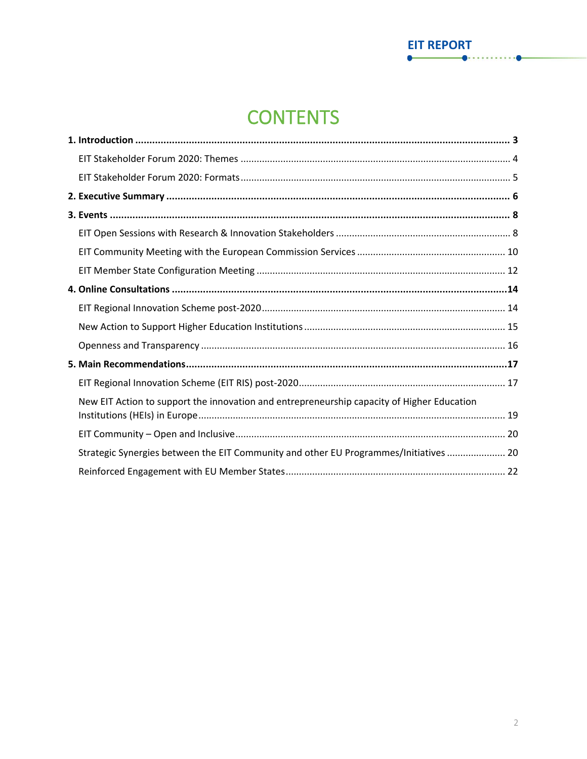# CONTENTS

**1. Introduction** ..... **3**

EIT Stakeholder Forum 2020: Themes ..... 4

EIT Stakeholder Forum 2020: Formats ..... 5

**2. Executive Summary** ..... **6**

**3. Events** ..... **8**

EIT Open Sessions with Research & Innovation Stakeholders ..... 8

EIT Community Meeting with the European Commission Services ..... 10

EIT Member State Configuration Meeting ..... 12

**4. Online Consultations** ..... **14**

EIT Regional Innovation Scheme post-2020 ..... 14

New Action to Support Higher Education Institutions ..... 15

Openness and Transparency ..... 16

**5. Main Recommendations** ..... **17**

EIT Regional Innovation Scheme (EIT RIS) post-2020 ..... 17

New EIT Action to support the innovation and entrepreneurship capacity of Higher Education Institutions (HEIs) in Europe ..... 19

EIT Community – Open and Inclusive ..... 20

Strategic Synergies between the EIT Community and other EU Programmes/Initiatives ..... 20

Reinforced Engagement with EU Member States ..... 22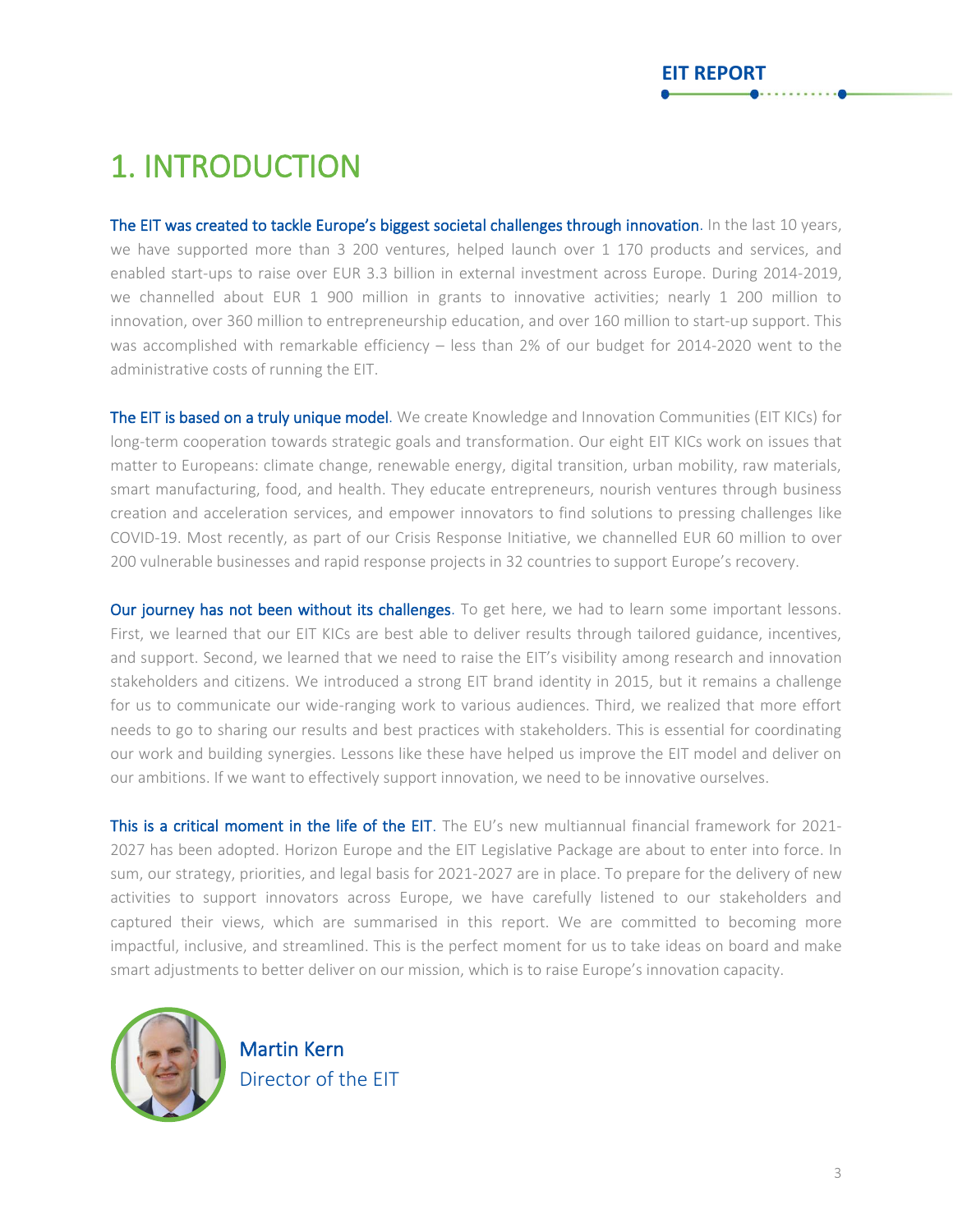# 1. INTRODUCTION

**The EIT was created to tackle Europe's biggest societal challenges through innovation**. In the last 10 years, we have supported more than 3 200 ventures, helped launch over 1 170 products and services, and enabled start-ups to raise over EUR 3.3 billion in external investment across Europe. During 2014-2019, we channelled about EUR 1 900 million in grants to innovative activities; nearly 1 200 million to innovation, over 360 million to entrepreneurship education, and over 160 million to start-up support. This was accomplished with remarkable efficiency – less than 2% of our budget for 2014-2020 went to the administrative costs of running the EIT.

**The EIT is based on a truly unique model**. We create Knowledge and Innovation Communities (EIT KICs) for long-term cooperation towards strategic goals and transformation. Our eight EIT KICs work on issues that matter to Europeans: climate change, renewable energy, digital transition, urban mobility, raw materials, smart manufacturing, food, and health. They educate entrepreneurs, nourish ventures through business creation and acceleration services, and empower innovators to find solutions to pressing challenges like COVID-19. Most recently, as part of our Crisis Response Initiative, we channelled EUR 60 million to over 200 vulnerable businesses and rapid response projects in 32 countries to support Europe's recovery.

**Our journey has not been without its challenges**. To get here, we had to learn some important lessons. First, we learned that our EIT KICs are best able to deliver results through tailored guidance, incentives, and support. Second, we learned that we need to raise the EIT's visibility among research and innovation stakeholders and citizens. We introduced a strong EIT brand identity in 2015, but it remains a challenge for us to communicate our wide-ranging work to various audiences. Third, we realized that more effort needs to go to sharing our results and best practices with stakeholders. This is essential for coordinating our work and building synergies. Lessons like these have helped us improve the EIT model and deliver on our ambitions. If we want to effectively support innovation, we need to be innovative ourselves.

**This is a critical moment in the life of the EIT**. The EU's new multiannual financial framework for 2021-2027 has been adopted. Horizon Europe and the EIT Legislative Package are about to enter into force. In sum, our strategy, priorities, and legal basis for 2021-2027 are in place. To prepare for the delivery of new activities to support innovators across Europe, we have carefully listened to our stakeholders and captured their views, which are summarised in this report. We are committed to becoming more impactful, inclusive, and streamlined. This is the perfect moment for us to take ideas on board and make smart adjustments to better deliver on our mission, which is to raise Europe's innovation capacity.

Martin Kern
Director of the EIT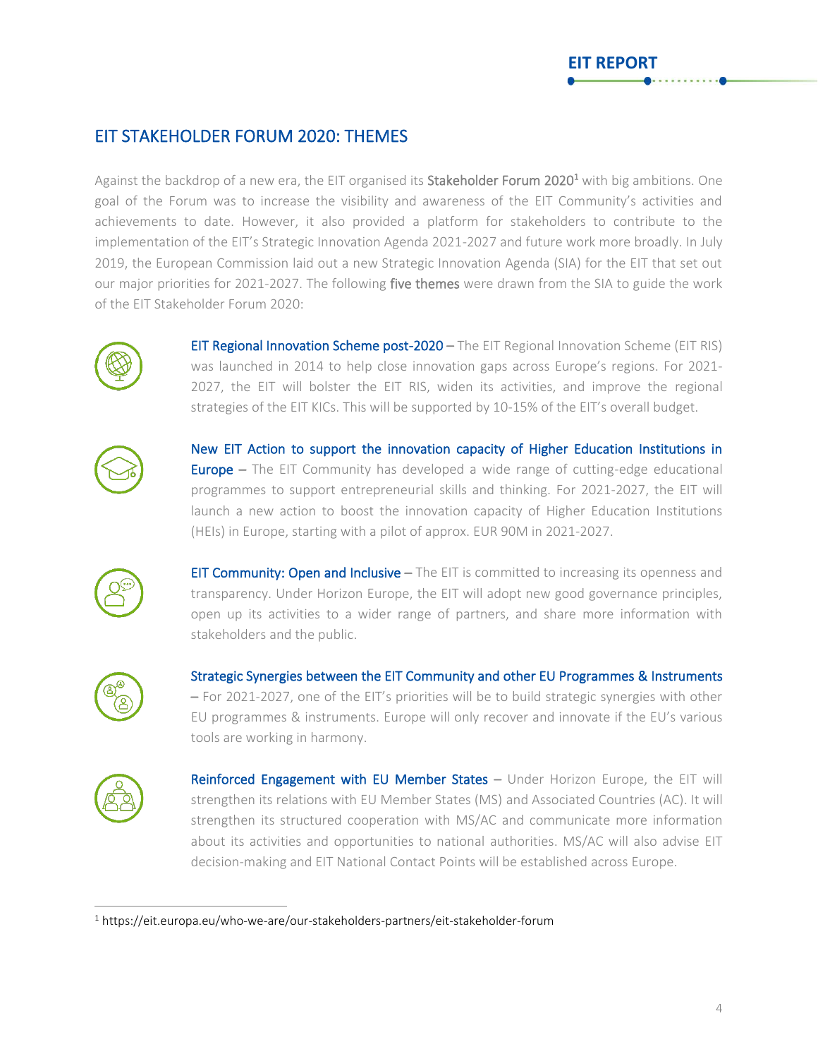## EIT STAKEHOLDER FORUM 2020: THEMES

Against the backdrop of a new era, the EIT organised its Stakeholder Forum 2020[1] with big ambitions. One goal of the Forum was to increase the visibility and awareness of the EIT Community's activities and achievements to date. However, it also provided a platform for stakeholders to contribute to the implementation of the EIT's Strategic Innovation Agenda 2021-2027 and future work more broadly. In July 2019, the European Commission laid out a new Strategic Innovation Agenda (SIA) for the EIT that set out our major priorities for 2021-2027. The following five themes were drawn from the SIA to guide the work of the EIT Stakeholder Forum 2020:

**EIT Regional Innovation Scheme post-2020** – The EIT Regional Innovation Scheme (EIT RIS) was launched in 2014 to help close innovation gaps across Europe's regions. For 2021-2027, the EIT will bolster the EIT RIS, widen its activities, and improve the regional strategies of the EIT KICs. This will be supported by 10-15% of the EIT's overall budget.

**New EIT Action to support the innovation capacity of Higher Education Institutions in Europe** – The EIT Community has developed a wide range of cutting-edge educational programmes to support entrepreneurial skills and thinking. For 2021-2027, the EIT will launch a new action to boost the innovation capacity of Higher Education Institutions (HEIs) in Europe, starting with a pilot of approx. EUR 90M in 2021-2027.

**EIT Community: Open and Inclusive** – The EIT is committed to increasing its openness and transparency. Under Horizon Europe, the EIT will adopt new good governance principles, open up its activities to a wider range of partners, and share more information with stakeholders and the public.

**Strategic Synergies between the EIT Community and other EU Programmes & Instruments** – For 2021-2027, one of the EIT's priorities will be to build strategic synergies with other EU programmes & instruments. Europe will only recover and innovate if the EU's various tools are working in harmony.

**Reinforced Engagement with EU Member States** – Under Horizon Europe, the EIT will strengthen its relations with EU Member States (MS) and Associated Countries (AC). It will strengthen its structured cooperation with MS/AC and communicate more information about its activities and opportunities to national authorities. MS/AC will also advise EIT decision-making and EIT National Contact Points will be established across Europe.

---

[1] https://eit.europa.eu/who-we-are/our-stakeholders-partners/eit-stakeholder-forum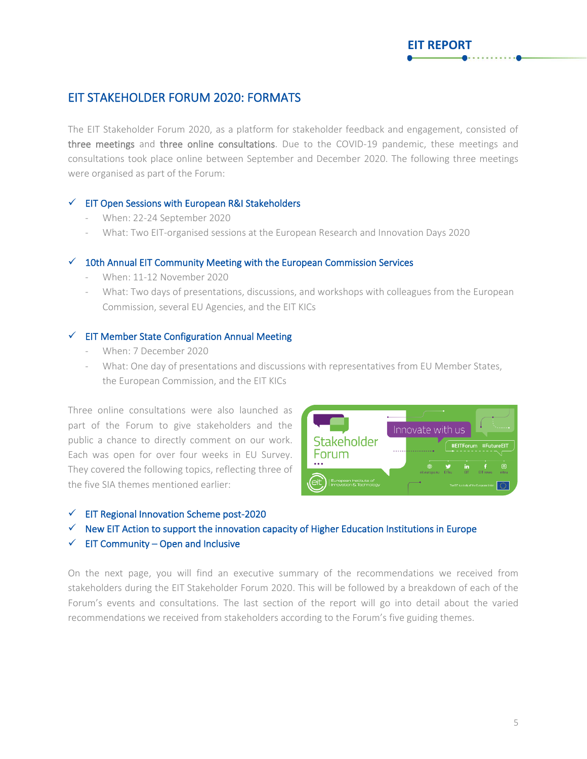## EIT STAKEHOLDER FORUM 2020: FORMATS

The EIT Stakeholder Forum 2020, as a platform for stakeholder feedback and engagement, consisted of **three meetings** and **three online consultations**. Due to the COVID-19 pandemic, these meetings and consultations took place online between September and December 2020. The following three meetings were organised as part of the Forum:

- ✓ **EIT Open Sessions with European R&I Stakeholders**
  - When: 22-24 September 2020
  - What: Two EIT-organised sessions at the European Research and Innovation Days 2020
- ✓ **10th Annual EIT Community Meeting with the European Commission Services**
  - When: 11-12 November 2020
  - What: Two days of presentations, discussions, and workshops with colleagues from the European Commission, several EU Agencies, and the EIT KICs
- ✓ **EIT Member State Configuration Annual Meeting**
  - When: 7 December 2020
  - What: One day of presentations and discussions with representatives from EU Member States, the European Commission, and the EIT KICs

Three online consultations were also launched as part of the Forum to give stakeholders and the public a chance to directly comment on our work. Each was open for over four weeks in EU Survey. They covered the following topics, reflecting three of the five SIA themes mentioned earlier:

- ✓ EIT Regional Innovation Scheme post-2020
- ✓ New EIT Action to support the innovation capacity of Higher Education Institutions in Europe
- ✓ EIT Community – Open and Inclusive

On the next page, you will find an executive summary of the recommendations we received from stakeholders during the EIT Stakeholder Forum 2020. This will be followed by a breakdown of each of the Forum's events and consultations. The last section of the report will go into detail about the varied recommendations we received from stakeholders according to the Forum's five guiding themes.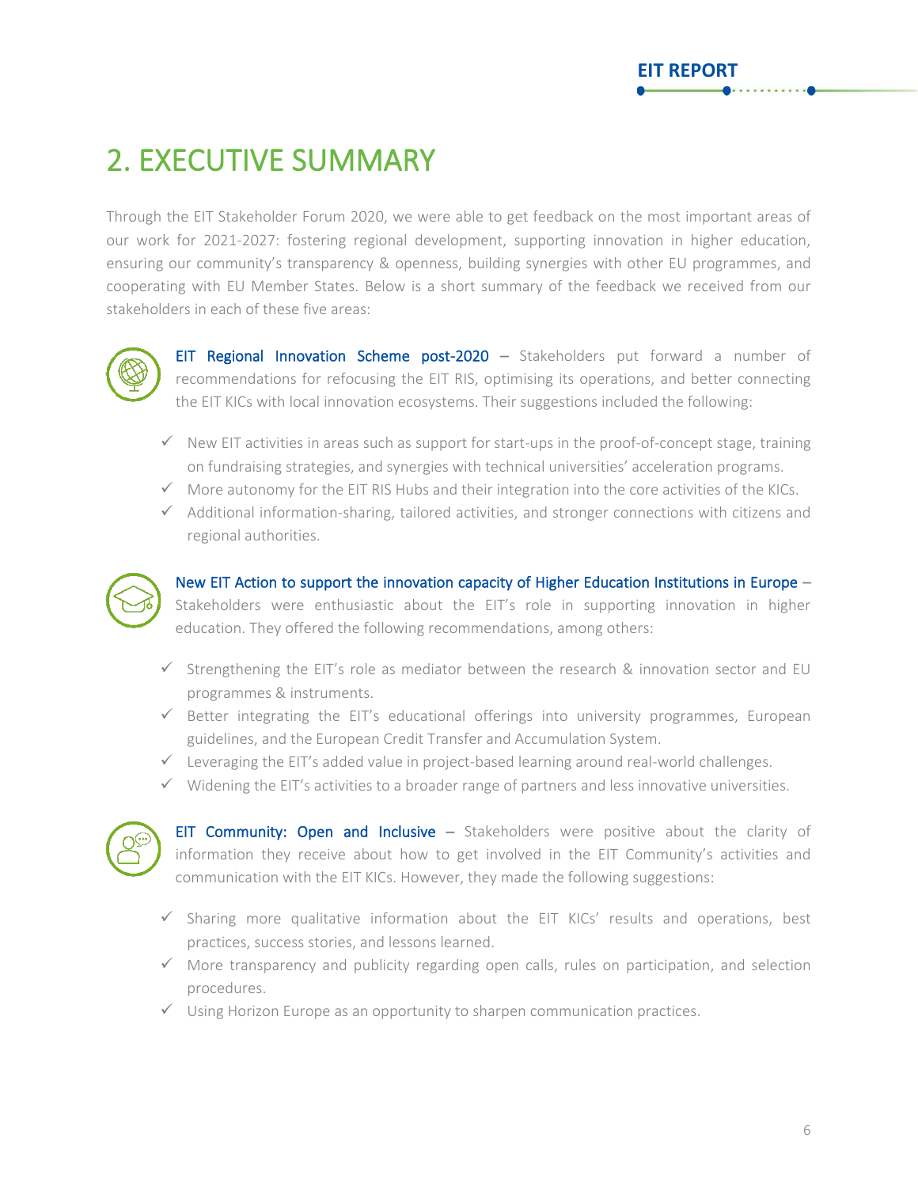# 2. EXECUTIVE SUMMARY

Through the EIT Stakeholder Forum 2020, we were able to get feedback on the most important areas of our work for 2021-2027: fostering regional development, supporting innovation in higher education, ensuring our community's transparency & openness, building synergies with other EU programmes, and cooperating with EU Member States. Below is a short summary of the feedback we received from our stakeholders in each of these five areas:

**EIT Regional Innovation Scheme post-2020** – Stakeholders put forward a number of recommendations for refocusing the EIT RIS, optimising its operations, and better connecting the EIT KICs with local innovation ecosystems. Their suggestions included the following:

- ✓ New EIT activities in areas such as support for start-ups in the proof-of-concept stage, training on fundraising strategies, and synergies with technical universities' acceleration programs.
- ✓ More autonomy for the EIT RIS Hubs and their integration into the core activities of the KICs.
- ✓ Additional information-sharing, tailored activities, and stronger connections with citizens and regional authorities.

**New EIT Action to support the innovation capacity of Higher Education Institutions in Europe** – Stakeholders were enthusiastic about the EIT's role in supporting innovation in higher education. They offered the following recommendations, among others:

- ✓ Strengthening the EIT's role as mediator between the research & innovation sector and EU programmes & instruments.
- ✓ Better integrating the EIT's educational offerings into university programmes, European guidelines, and the European Credit Transfer and Accumulation System.
- ✓ Leveraging the EIT's added value in project-based learning around real-world challenges.
- ✓ Widening the EIT's activities to a broader range of partners and less innovative universities.

**EIT Community: Open and Inclusive** – Stakeholders were positive about the clarity of information they receive about how to get involved in the EIT Community's activities and communication with the EIT KICs. However, they made the following suggestions:

- ✓ Sharing more qualitative information about the EIT KICs' results and operations, best practices, success stories, and lessons learned.
- ✓ More transparency and publicity regarding open calls, rules on participation, and selection procedures.
- ✓ Using Horizon Europe as an opportunity to sharpen communication practices.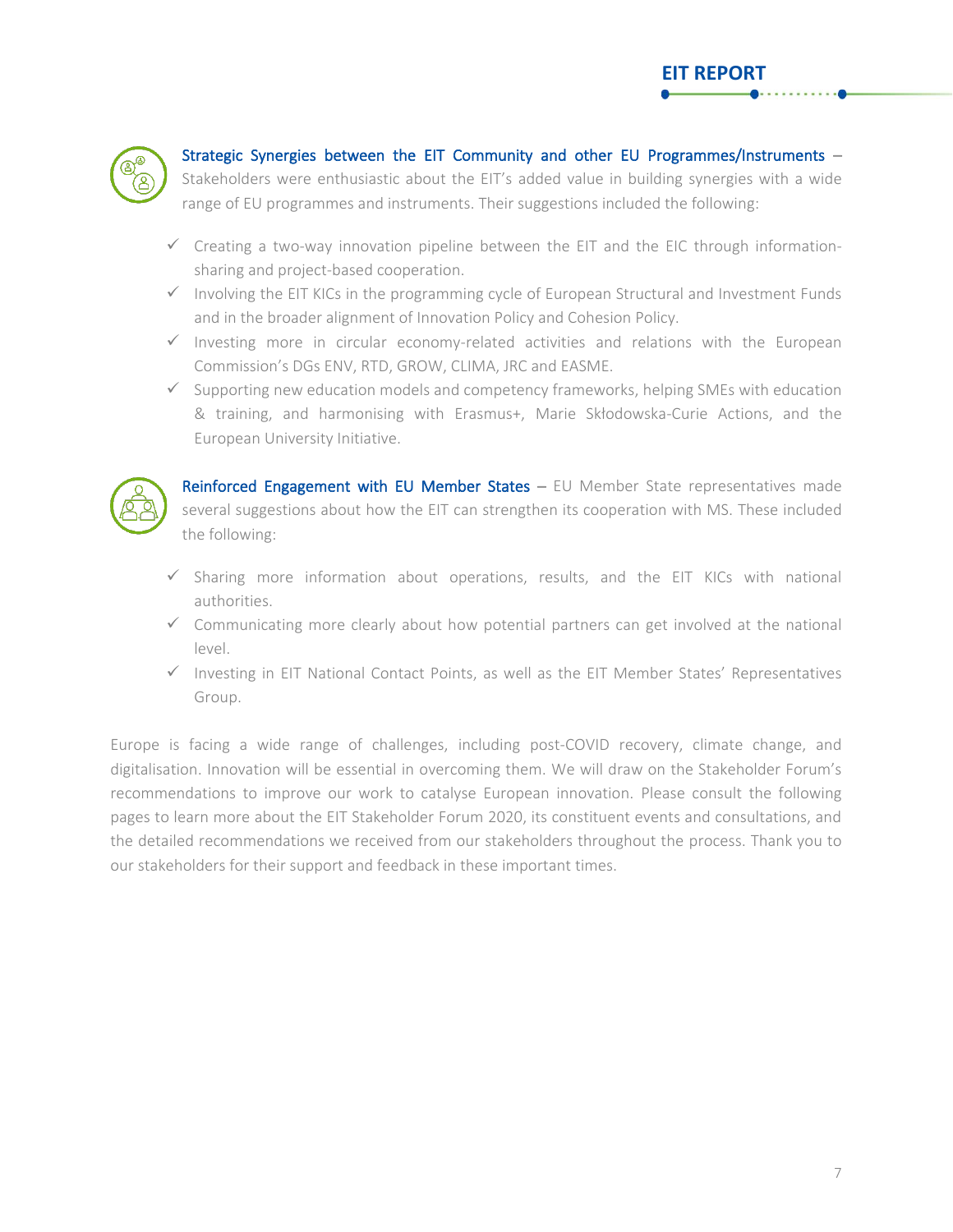**Strategic Synergies between the EIT Community and other EU Programmes/Instruments** – Stakeholders were enthusiastic about the EIT's added value in building synergies with a wide range of EU programmes and instruments. Their suggestions included the following:

- ✓ Creating a two-way innovation pipeline between the EIT and the EIC through information-sharing and project-based cooperation.
- ✓ Involving the EIT KICs in the programming cycle of European Structural and Investment Funds and in the broader alignment of Innovation Policy and Cohesion Policy.
- ✓ Investing more in circular economy-related activities and relations with the European Commission's DGs ENV, RTD, GROW, CLIMA, JRC and EASME.
- ✓ Supporting new education models and competency frameworks, helping SMEs with education & training, and harmonising with Erasmus+, Marie Skłodowska-Curie Actions, and the European University Initiative.

**Reinforced Engagement with EU Member States** – EU Member State representatives made several suggestions about how the EIT can strengthen its cooperation with MS. These included the following:

- ✓ Sharing more information about operations, results, and the EIT KICs with national authorities.
- ✓ Communicating more clearly about how potential partners can get involved at the national level.
- ✓ Investing in EIT National Contact Points, as well as the EIT Member States' Representatives Group.

Europe is facing a wide range of challenges, including post-COVID recovery, climate change, and digitalisation. Innovation will be essential in overcoming them. We will draw on the Stakeholder Forum's recommendations to improve our work to catalyse European innovation. Please consult the following pages to learn more about the EIT Stakeholder Forum 2020, its constituent events and consultations, and the detailed recommendations we received from our stakeholders throughout the process. Thank you to our stakeholders for their support and feedback in these important times.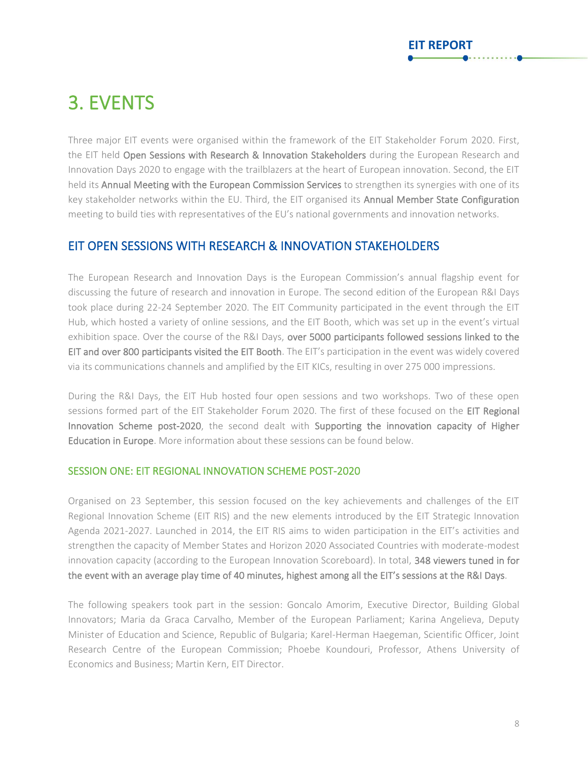# 3. EVENTS

Three major EIT events were organised within the framework of the EIT Stakeholder Forum 2020. First, the EIT held **Open Sessions with Research & Innovation Stakeholders** during the European Research and Innovation Days 2020 to engage with the trailblazers at the heart of European innovation. Second, the EIT held its **Annual Meeting with the European Commission Services** to strengthen its synergies with one of its key stakeholder networks within the EU. Third, the EIT organised its **Annual Member State Configuration** meeting to build ties with representatives of the EU's national governments and innovation networks.

## EIT OPEN SESSIONS WITH RESEARCH & INNOVATION STAKEHOLDERS

The European Research and Innovation Days is the European Commission's annual flagship event for discussing the future of research and innovation in Europe. The second edition of the European R&I Days took place during 22-24 September 2020. The EIT Community participated in the event through the EIT Hub, which hosted a variety of online sessions, and the EIT Booth, which was set up in the event's virtual exhibition space. Over the course of the R&I Days, **over 5000 participants followed sessions linked to the EIT and over 800 participants visited the EIT Booth**. The EIT's participation in the event was widely covered via its communications channels and amplified by the EIT KICs, resulting in over 275 000 impressions.

During the R&I Days, the EIT Hub hosted four open sessions and two workshops. Two of these open sessions formed part of the EIT Stakeholder Forum 2020. The first of these focused on the **EIT Regional Innovation Scheme post-2020**, the second dealt with **Supporting the innovation capacity of Higher Education in Europe**. More information about these sessions can be found below.

### SESSION ONE: EIT REGIONAL INNOVATION SCHEME POST-2020

Organised on 23 September, this session focused on the key achievements and challenges of the EIT Regional Innovation Scheme (EIT RIS) and the new elements introduced by the EIT Strategic Innovation Agenda 2021-2027. Launched in 2014, the EIT RIS aims to widen participation in the EIT's activities and strengthen the capacity of Member States and Horizon 2020 Associated Countries with moderate-modest innovation capacity (according to the European Innovation Scoreboard). In total, **348 viewers tuned in for the event with an average play time of 40 minutes, highest among all the EIT's sessions at the R&I Days**.

The following speakers took part in the session: Goncalo Amorim, Executive Director, Building Global Innovators; Maria da Graca Carvalho, Member of the European Parliament; Karina Angelieva, Deputy Minister of Education and Science, Republic of Bulgaria; Karel-Herman Haegeman, Scientific Officer, Joint Research Centre of the European Commission; Phoebe Koundouri, Professor, Athens University of Economics and Business; Martin Kern, EIT Director.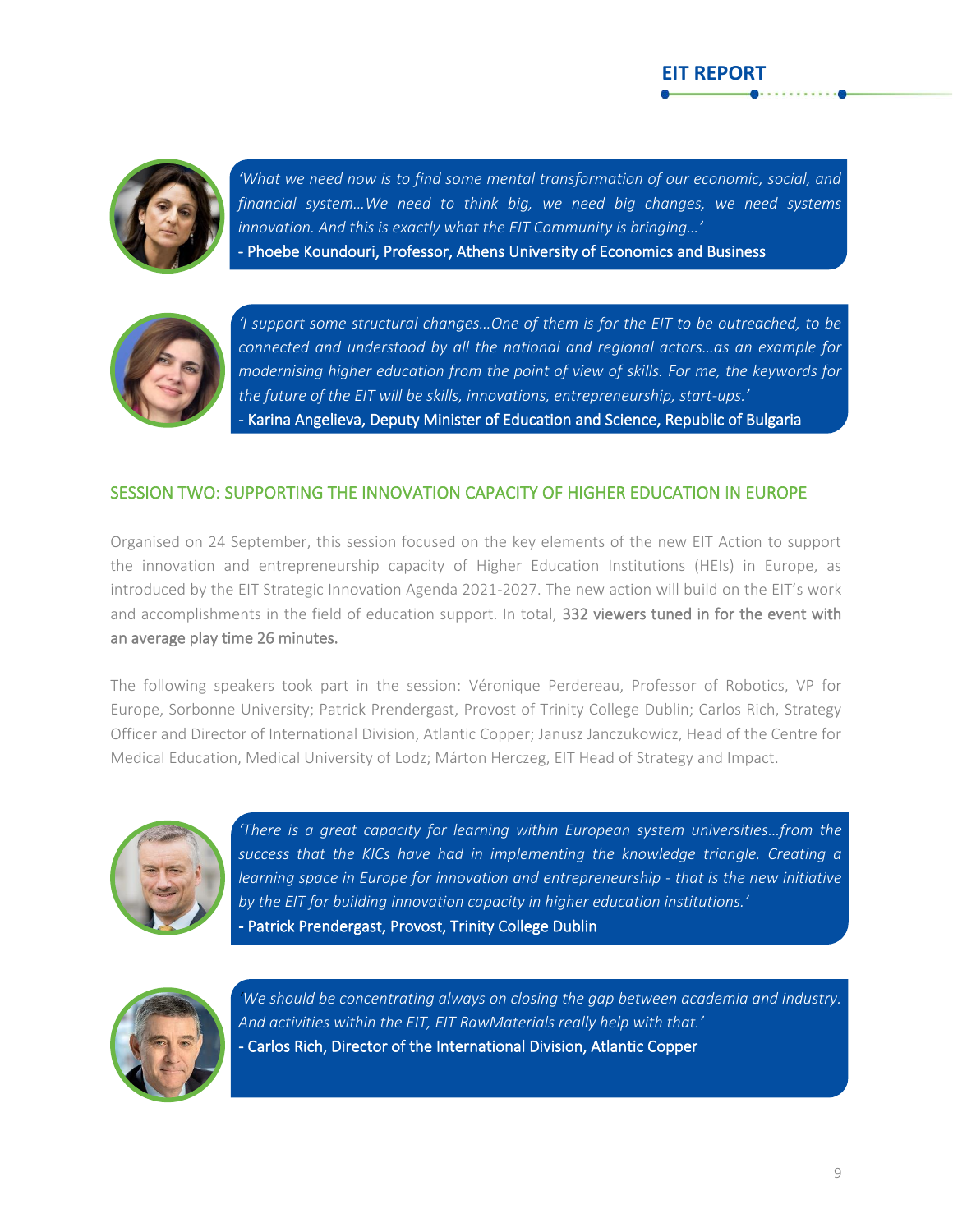*'What we need now is to find some mental transformation of our economic, social, and financial system…We need to think big, we need big changes, we need systems innovation. And this is exactly what the EIT Community is bringing…'*
- Phoebe Koundouri, Professor, Athens University of Economics and Business

*'I support some structural changes…One of them is for the EIT to be outreached, to be connected and understood by all the national and regional actors…as an example for modernising higher education from the point of view of skills. For me, the keywords for the future of the EIT will be skills, innovations, entrepreneurship, start-ups.'*
- Karina Angelieva, Deputy Minister of Education and Science, Republic of Bulgaria

## SESSION TWO: SUPPORTING THE INNOVATION CAPACITY OF HIGHER EDUCATION IN EUROPE

Organised on 24 September, this session focused on the key elements of the new EIT Action to support the innovation and entrepreneurship capacity of Higher Education Institutions (HEIs) in Europe, as introduced by the EIT Strategic Innovation Agenda 2021-2027. The new action will build on the EIT's work and accomplishments in the field of education support. In total, 332 viewers tuned in for the event with an average play time 26 minutes.

The following speakers took part in the session: Véronique Perdereau, Professor of Robotics, VP for Europe, Sorbonne University; Patrick Prendergast, Provost of Trinity College Dublin; Carlos Rich, Strategy Officer and Director of International Division, Atlantic Copper; Janusz Janczukowicz, Head of the Centre for Medical Education, Medical University of Lodz; Márton Herczeg, EIT Head of Strategy and Impact.

*'There is a great capacity for learning within European system universities…from the success that the KICs have had in implementing the knowledge triangle. Creating a learning space in Europe for innovation and entrepreneurship - that is the new initiative by the EIT for building innovation capacity in higher education institutions.'*
- Patrick Prendergast, Provost, Trinity College Dublin

*We should be concentrating always on closing the gap between academia and industry. And activities within the EIT, EIT RawMaterials really help with that.'*
- Carlos Rich, Director of the International Division, Atlantic Copper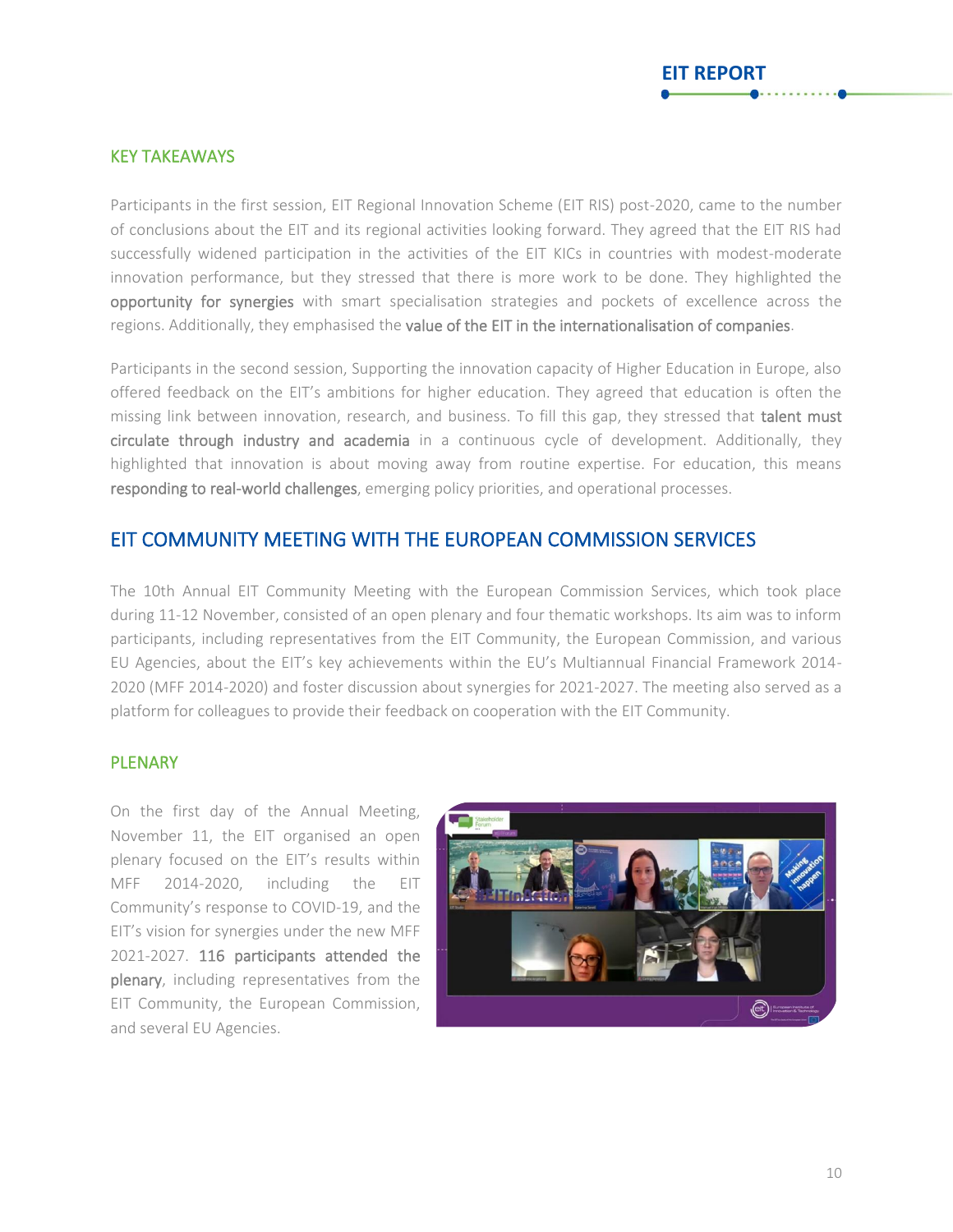### KEY TAKEAWAYS

Participants in the first session, EIT Regional Innovation Scheme (EIT RIS) post-2020, came to the number of conclusions about the EIT and its regional activities looking forward. They agreed that the EIT RIS had successfully widened participation in the activities of the EIT KICs in countries with modest-moderate innovation performance, but they stressed that there is more work to be done. They highlighted the **opportunity for synergies** with smart specialisation strategies and pockets of excellence across the regions. Additionally, they emphasised the **value of the EIT in the internationalisation of companies**.

Participants in the second session, Supporting the innovation capacity of Higher Education in Europe, also offered feedback on the EIT's ambitions for higher education. They agreed that education is often the missing link between innovation, research, and business. To fill this gap, they stressed that **talent must circulate through industry and academia** in a continuous cycle of development. Additionally, they highlighted that innovation is about moving away from routine expertise. For education, this means **responding to real-world challenges**, emerging policy priorities, and operational processes.

## EIT COMMUNITY MEETING WITH THE EUROPEAN COMMISSION SERVICES

The 10th Annual EIT Community Meeting with the European Commission Services, which took place during 11-12 November, consisted of an open plenary and four thematic workshops. Its aim was to inform participants, including representatives from the EIT Community, the European Commission, and various EU Agencies, about the EIT's key achievements within the EU's Multiannual Financial Framework 2014-2020 (MFF 2014-2020) and foster discussion about synergies for 2021-2027. The meeting also served as a platform for colleagues to provide their feedback on cooperation with the EIT Community.

### PLENARY

On the first day of the Annual Meeting, November 11, the EIT organised an open plenary focused on the EIT's results within MFF 2014-2020, including the EIT Community's response to COVID-19, and the EIT's vision for synergies under the new MFF 2021-2027. **116 participants attended the plenary**, including representatives from the EIT Community, the European Commission, and several EU Agencies.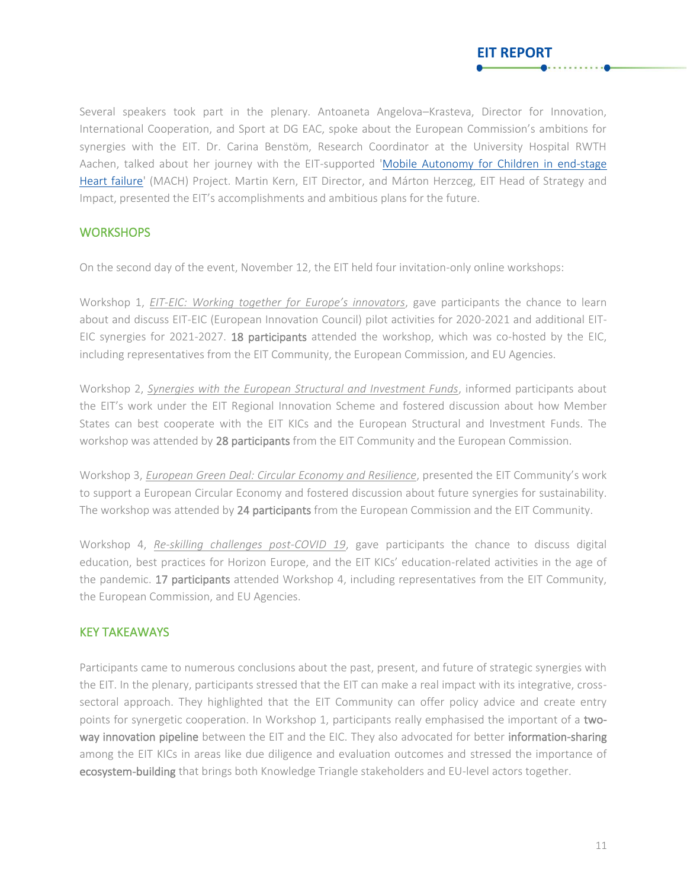Several speakers took part in the plenary. Antoaneta Angelova–Krasteva, Director for Innovation, International Cooperation, and Sport at DG EAC, spoke about the European Commission's ambitions for synergies with the EIT. Dr. Carina Benstöm, Research Coordinator at the University Hospital RWTH Aachen, talked about her journey with the EIT-supported 'Mobile Autonomy for Children in end-stage Heart failure' (MACH) Project. Martin Kern, EIT Director, and Márton Herzceg, EIT Head of Strategy and Impact, presented the EIT's accomplishments and ambitious plans for the future.

## WORKSHOPS

On the second day of the event, November 12, the EIT held four invitation-only online workshops:

Workshop 1, *EIT-EIC: Working together for Europe's innovators*, gave participants the chance to learn about and discuss EIT-EIC (European Innovation Council) pilot activities for 2020-2021 and additional EIT-EIC synergies for 2021-2027. **18 participants** attended the workshop, which was co-hosted by the EIC, including representatives from the EIT Community, the European Commission, and EU Agencies.

Workshop 2, *Synergies with the European Structural and Investment Funds*, informed participants about the EIT's work under the EIT Regional Innovation Scheme and fostered discussion about how Member States can best cooperate with the EIT KICs and the European Structural and Investment Funds. The workshop was attended by **28 participants** from the EIT Community and the European Commission.

Workshop 3, *European Green Deal: Circular Economy and Resilience*, presented the EIT Community's work to support a European Circular Economy and fostered discussion about future synergies for sustainability. The workshop was attended by **24 participants** from the European Commission and the EIT Community.

Workshop 4, *Re-skilling challenges post-COVID 19*, gave participants the chance to discuss digital education, best practices for Horizon Europe, and the EIT KICs' education-related activities in the age of the pandemic. **17 participants** attended Workshop 4, including representatives from the EIT Community, the European Commission, and EU Agencies.

## KEY TAKEAWAYS

Participants came to numerous conclusions about the past, present, and future of strategic synergies with the EIT. In the plenary, participants stressed that the EIT can make a real impact with its integrative, cross-sectoral approach. They highlighted that the EIT Community can offer policy advice and create entry points for synergetic cooperation. In Workshop 1, participants really emphasised the important of a **two-way innovation pipeline** between the EIT and the EIC. They also advocated for better **information-sharing** among the EIT KICs in areas like due diligence and evaluation outcomes and stressed the importance of **ecosystem-building** that brings both Knowledge Triangle stakeholders and EU-level actors together.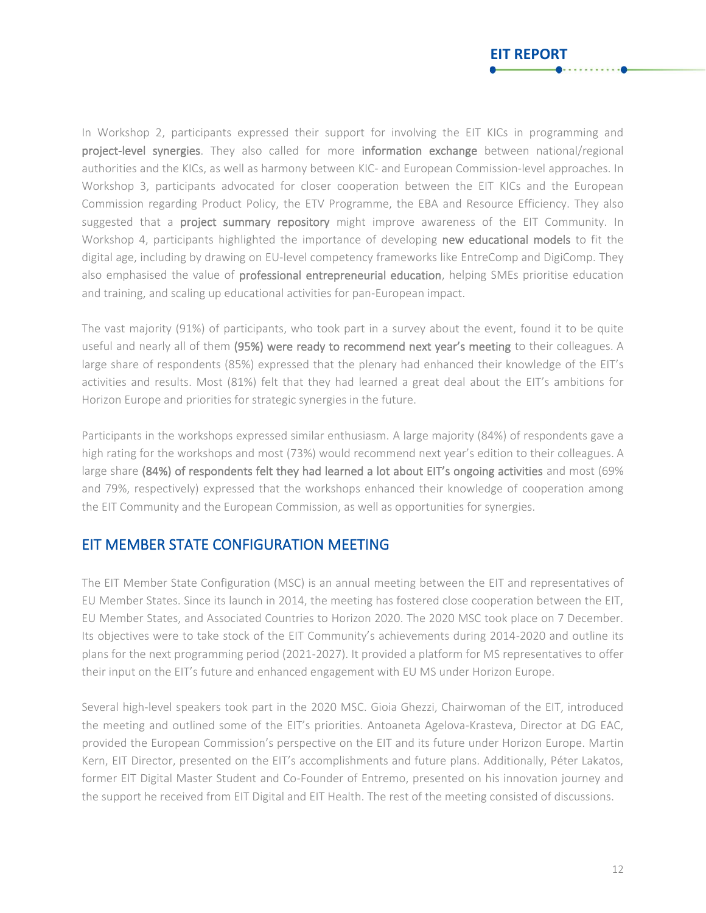In Workshop 2, participants expressed their support for involving the EIT KICs in programming and **project-level synergies**. They also called for more **information exchange** between national/regional authorities and the KICs, as well as harmony between KIC- and European Commission-level approaches. In Workshop 3, participants advocated for closer cooperation between the EIT KICs and the European Commission regarding Product Policy, the ETV Programme, the EBA and Resource Efficiency. They also suggested that a **project summary repository** might improve awareness of the EIT Community. In Workshop 4, participants highlighted the importance of developing **new educational models** to fit the digital age, including by drawing on EU-level competency frameworks like EntreComp and DigiComp. They also emphasised the value of **professional entrepreneurial education**, helping SMEs prioritise education and training, and scaling up educational activities for pan-European impact.

The vast majority (91%) of participants, who took part in a survey about the event, found it to be quite useful and nearly all of them **(95%) were ready to recommend next year's meeting** to their colleagues. A large share of respondents (85%) expressed that the plenary had enhanced their knowledge of the EIT's activities and results. Most (81%) felt that they had learned a great deal about the EIT's ambitions for Horizon Europe and priorities for strategic synergies in the future.

Participants in the workshops expressed similar enthusiasm. A large majority (84%) of respondents gave a high rating for the workshops and most (73%) would recommend next year's edition to their colleagues. A large share **(84%) of respondents felt they had learned a lot about EIT's ongoing activities** and most (69% and 79%, respectively) expressed that the workshops enhanced their knowledge of cooperation among the EIT Community and the European Commission, as well as opportunities for synergies.

## EIT MEMBER STATE CONFIGURATION MEETING

The EIT Member State Configuration (MSC) is an annual meeting between the EIT and representatives of EU Member States. Since its launch in 2014, the meeting has fostered close cooperation between the EIT, EU Member States, and Associated Countries to Horizon 2020. The 2020 MSC took place on 7 December. Its objectives were to take stock of the EIT Community's achievements during 2014-2020 and outline its plans for the next programming period (2021-2027). It provided a platform for MS representatives to offer their input on the EIT's future and enhanced engagement with EU MS under Horizon Europe.

Several high-level speakers took part in the 2020 MSC. Gioia Ghezzi, Chairwoman of the EIT, introduced the meeting and outlined some of the EIT's priorities. Antoaneta Agelova-Krasteva, Director at DG EAC, provided the European Commission's perspective on the EIT and its future under Horizon Europe. Martin Kern, EIT Director, presented on the EIT's accomplishments and future plans. Additionally, Péter Lakatos, former EIT Digital Master Student and Co-Founder of Entremo, presented on his innovation journey and the support he received from EIT Digital and EIT Health. The rest of the meeting consisted of discussions.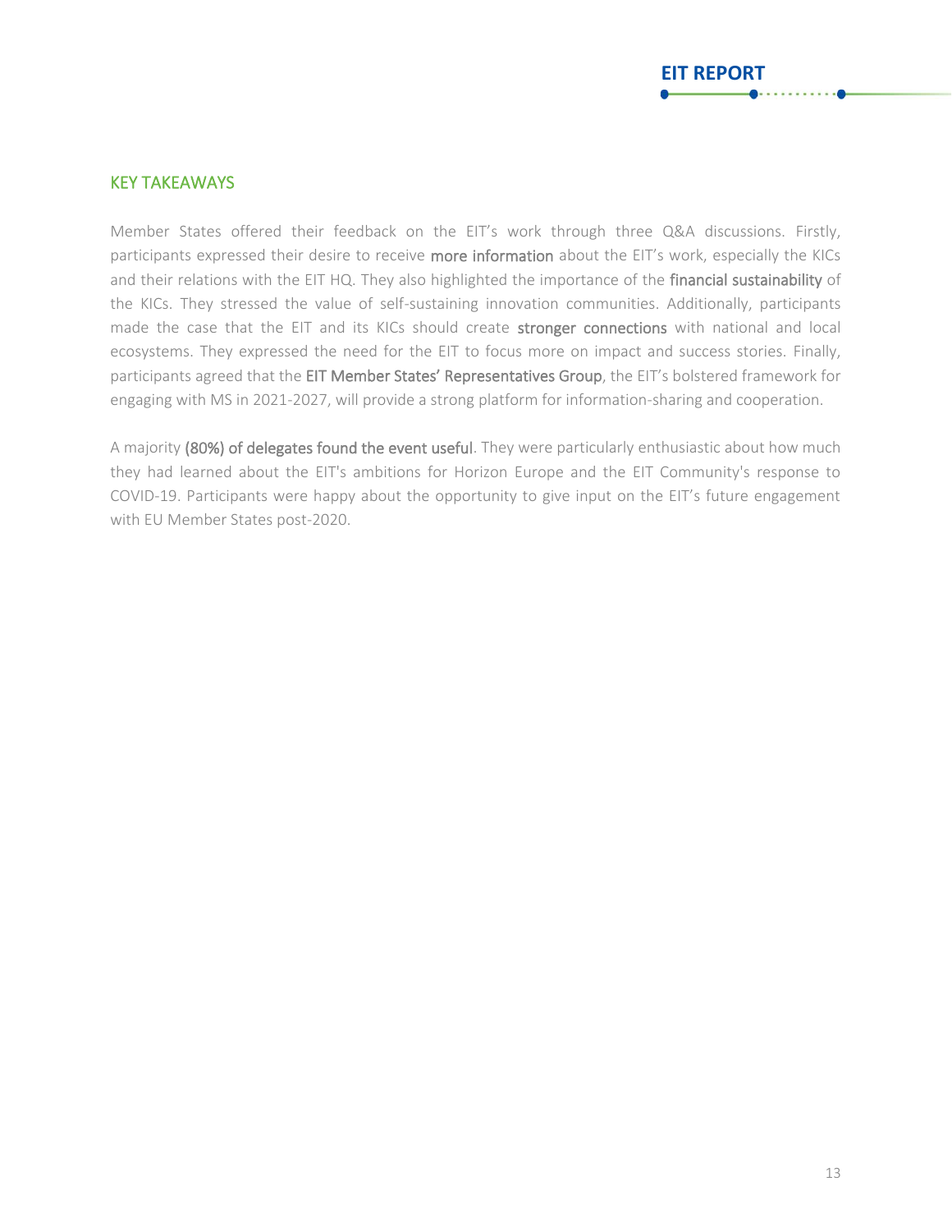## KEY TAKEAWAYS

Member States offered their feedback on the EIT's work through three Q&A discussions. Firstly, participants expressed their desire to receive **more information** about the EIT's work, especially the KICs and their relations with the EIT HQ. They also highlighted the importance of the **financial sustainability** of the KICs. They stressed the value of self-sustaining innovation communities. Additionally, participants made the case that the EIT and its KICs should create **stronger connections** with national and local ecosystems. They expressed the need for the EIT to focus more on impact and success stories. Finally, participants agreed that the **EIT Member States' Representatives Group**, the EIT's bolstered framework for engaging with MS in 2021-2027, will provide a strong platform for information-sharing and cooperation.

A majority **(80%) of delegates found the event useful**. They were particularly enthusiastic about how much they had learned about the EIT's ambitions for Horizon Europe and the EIT Community's response to COVID-19. Participants were happy about the opportunity to give input on the EIT's future engagement with EU Member States post-2020.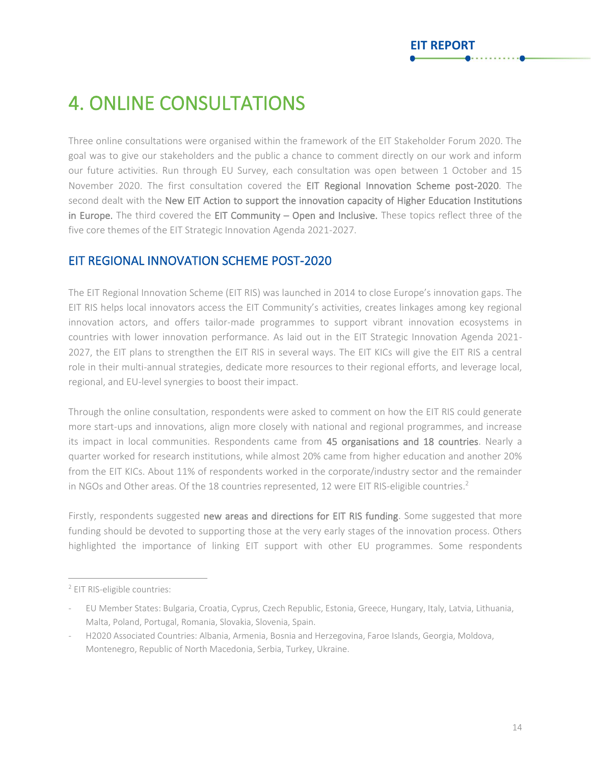# 4. ONLINE CONSULTATIONS

Three online consultations were organised within the framework of the EIT Stakeholder Forum 2020. The goal was to give our stakeholders and the public a chance to comment directly on our work and inform our future activities. Run through EU Survey, each consultation was open between 1 October and 15 November 2020. The first consultation covered the EIT Regional Innovation Scheme post-2020. The second dealt with the New EIT Action to support the innovation capacity of Higher Education Institutions in Europe. The third covered the EIT Community – Open and Inclusive. These topics reflect three of the five core themes of the EIT Strategic Innovation Agenda 2021-2027.

## EIT REGIONAL INNOVATION SCHEME POST-2020

The EIT Regional Innovation Scheme (EIT RIS) was launched in 2014 to close Europe's innovation gaps. The EIT RIS helps local innovators access the EIT Community's activities, creates linkages among key regional innovation actors, and offers tailor-made programmes to support vibrant innovation ecosystems in countries with lower innovation performance. As laid out in the EIT Strategic Innovation Agenda 2021-2027, the EIT plans to strengthen the EIT RIS in several ways. The EIT KICs will give the EIT RIS a central role in their multi-annual strategies, dedicate more resources to their regional efforts, and leverage local, regional, and EU-level synergies to boost their impact.

Through the online consultation, respondents were asked to comment on how the EIT RIS could generate more start-ups and innovations, align more closely with national and regional programmes, and increase its impact in local communities. Respondents came from 45 organisations and 18 countries. Nearly a quarter worked for research institutions, while almost 20% came from higher education and another 20% from the EIT KICs. About 11% of respondents worked in the corporate/industry sector and the remainder in NGOs and Other areas. Of the 18 countries represented, 12 were EIT RIS-eligible countries.[2]

Firstly, respondents suggested new areas and directions for EIT RIS funding. Some suggested that more funding should be devoted to supporting those at the very early stages of the innovation process. Others highlighted the importance of linking EIT support with other EU programmes. Some respondents

---

[2] EIT RIS-eligible countries:

- EU Member States: Bulgaria, Croatia, Cyprus, Czech Republic, Estonia, Greece, Hungary, Italy, Latvia, Lithuania, Malta, Poland, Portugal, Romania, Slovakia, Slovenia, Spain.
- H2020 Associated Countries: Albania, Armenia, Bosnia and Herzegovina, Faroe Islands, Georgia, Moldova, Montenegro, Republic of North Macedonia, Serbia, Turkey, Ukraine.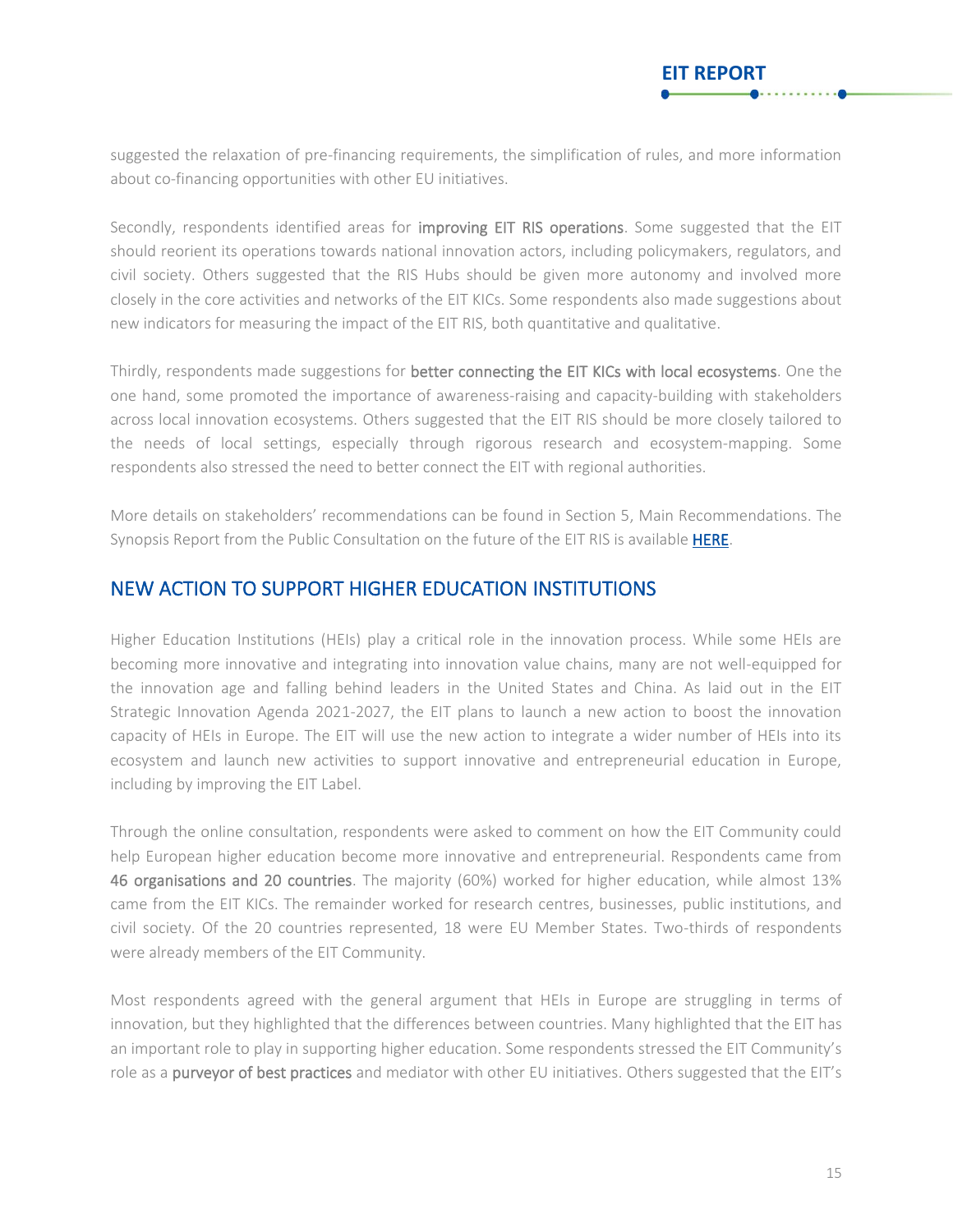suggested the relaxation of pre-financing requirements, the simplification of rules, and more information about co-financing opportunities with other EU initiatives.

Secondly, respondents identified areas for **improving EIT RIS operations**. Some suggested that the EIT should reorient its operations towards national innovation actors, including policymakers, regulators, and civil society. Others suggested that the RIS Hubs should be given more autonomy and involved more closely in the core activities and networks of the EIT KICs. Some respondents also made suggestions about new indicators for measuring the impact of the EIT RIS, both quantitative and qualitative.

Thirdly, respondents made suggestions for **better connecting the EIT KICs with local ecosystems**. One the one hand, some promoted the importance of awareness-raising and capacity-building with stakeholders across local innovation ecosystems. Others suggested that the EIT RIS should be more closely tailored to the needs of local settings, especially through rigorous research and ecosystem-mapping. Some respondents also stressed the need to better connect the EIT with regional authorities.

More details on stakeholders' recommendations can be found in Section 5, Main Recommendations. The Synopsis Report from the Public Consultation on the future of the EIT RIS is available **HERE**.

## NEW ACTION TO SUPPORT HIGHER EDUCATION INSTITUTIONS

Higher Education Institutions (HEIs) play a critical role in the innovation process. While some HEIs are becoming more innovative and integrating into innovation value chains, many are not well-equipped for the innovation age and falling behind leaders in the United States and China. As laid out in the EIT Strategic Innovation Agenda 2021-2027, the EIT plans to launch a new action to boost the innovation capacity of HEIs in Europe. The EIT will use the new action to integrate a wider number of HEIs into its ecosystem and launch new activities to support innovative and entrepreneurial education in Europe, including by improving the EIT Label.

Through the online consultation, respondents were asked to comment on how the EIT Community could help European higher education become more innovative and entrepreneurial. Respondents came from **46 organisations and 20 countries**. The majority (60%) worked for higher education, while almost 13% came from the EIT KICs. The remainder worked for research centres, businesses, public institutions, and civil society. Of the 20 countries represented, 18 were EU Member States. Two-thirds of respondents were already members of the EIT Community.

Most respondents agreed with the general argument that HEIs in Europe are struggling in terms of innovation, but they highlighted that the differences between countries. Many highlighted that the EIT has an important role to play in supporting higher education. Some respondents stressed the EIT Community's role as a **purveyor of best practices** and mediator with other EU initiatives. Others suggested that the EIT's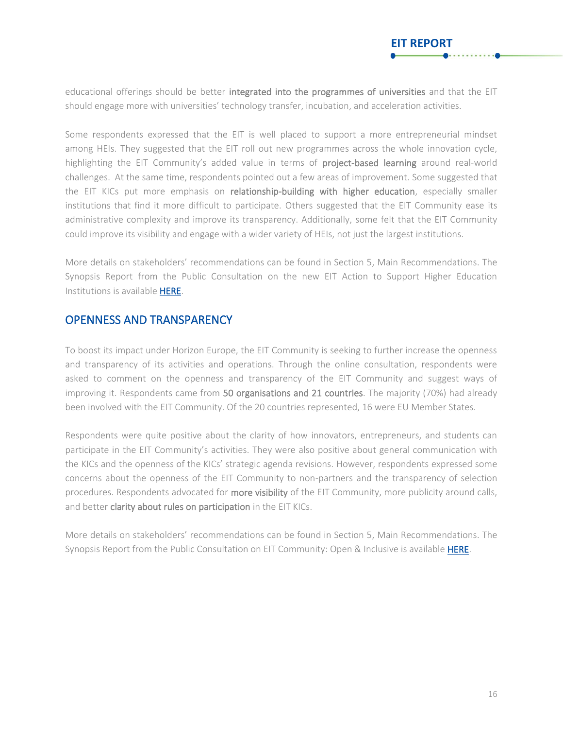educational offerings should be better integrated into the programmes of universities and that the EIT should engage more with universities' technology transfer, incubation, and acceleration activities.

Some respondents expressed that the EIT is well placed to support a more entrepreneurial mindset among HEIs. They suggested that the EIT roll out new programmes across the whole innovation cycle, highlighting the EIT Community's added value in terms of project-based learning around real-world challenges. At the same time, respondents pointed out a few areas of improvement. Some suggested that the EIT KICs put more emphasis on relationship-building with higher education, especially smaller institutions that find it more difficult to participate. Others suggested that the EIT Community ease its administrative complexity and improve its transparency. Additionally, some felt that the EIT Community could improve its visibility and engage with a wider variety of HEIs, not just the largest institutions.

More details on stakeholders' recommendations can be found in Section 5, Main Recommendations. The Synopsis Report from the Public Consultation on the new EIT Action to Support Higher Education Institutions is available HERE.

## OPENNESS AND TRANSPARENCY

To boost its impact under Horizon Europe, the EIT Community is seeking to further increase the openness and transparency of its activities and operations. Through the online consultation, respondents were asked to comment on the openness and transparency of the EIT Community and suggest ways of improving it. Respondents came from 50 organisations and 21 countries. The majority (70%) had already been involved with the EIT Community. Of the 20 countries represented, 16 were EU Member States.

Respondents were quite positive about the clarity of how innovators, entrepreneurs, and students can participate in the EIT Community's activities. They were also positive about general communication with the KICs and the openness of the KICs' strategic agenda revisions. However, respondents expressed some concerns about the openness of the EIT Community to non-partners and the transparency of selection procedures. Respondents advocated for more visibility of the EIT Community, more publicity around calls, and better clarity about rules on participation in the EIT KICs.

More details on stakeholders' recommendations can be found in Section 5, Main Recommendations. The Synopsis Report from the Public Consultation on EIT Community: Open & Inclusive is available HERE.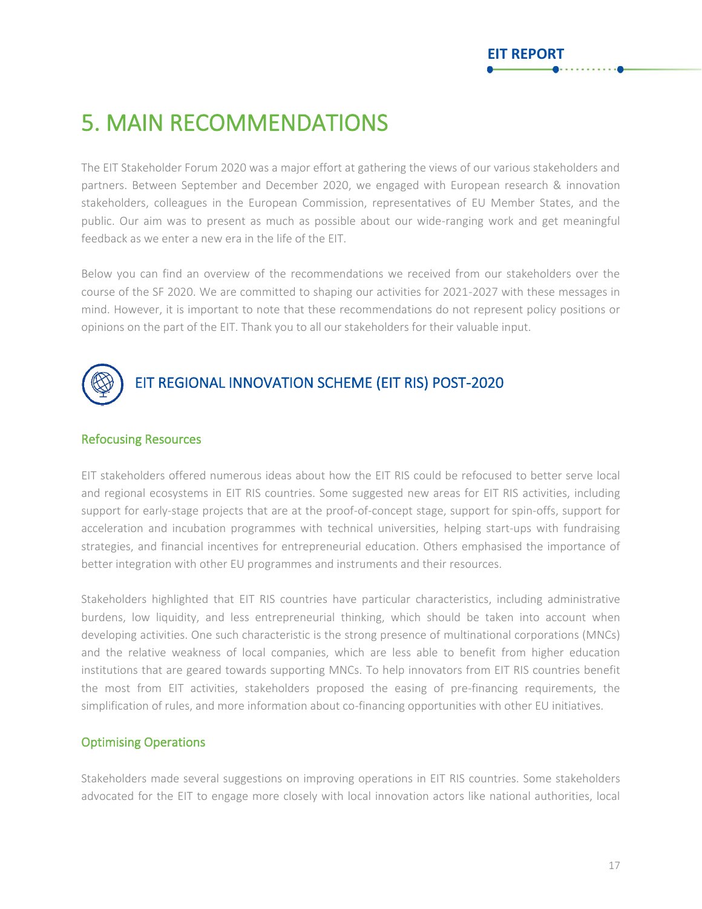# 5. MAIN RECOMMENDATIONS

The EIT Stakeholder Forum 2020 was a major effort at gathering the views of our various stakeholders and partners. Between September and December 2020, we engaged with European research & innovation stakeholders, colleagues in the European Commission, representatives of EU Member States, and the public. Our aim was to present as much as possible about our wide-ranging work and get meaningful feedback as we enter a new era in the life of the EIT.

Below you can find an overview of the recommendations we received from our stakeholders over the course of the SF 2020. We are committed to shaping our activities for 2021-2027 with these messages in mind. However, it is important to note that these recommendations do not represent policy positions or opinions on the part of the EIT. Thank you to all our stakeholders for their valuable input.

## EIT REGIONAL INNOVATION SCHEME (EIT RIS) POST-2020

### Refocusing Resources

EIT stakeholders offered numerous ideas about how the EIT RIS could be refocused to better serve local and regional ecosystems in EIT RIS countries. Some suggested new areas for EIT RIS activities, including support for early-stage projects that are at the proof-of-concept stage, support for spin-offs, support for acceleration and incubation programmes with technical universities, helping start-ups with fundraising strategies, and financial incentives for entrepreneurial education. Others emphasised the importance of better integration with other EU programmes and instruments and their resources.

Stakeholders highlighted that EIT RIS countries have particular characteristics, including administrative burdens, low liquidity, and less entrepreneurial thinking, which should be taken into account when developing activities. One such characteristic is the strong presence of multinational corporations (MNCs) and the relative weakness of local companies, which are less able to benefit from higher education institutions that are geared towards supporting MNCs. To help innovators from EIT RIS countries benefit the most from EIT activities, stakeholders proposed the easing of pre-financing requirements, the simplification of rules, and more information about co-financing opportunities with other EU initiatives.

### Optimising Operations

Stakeholders made several suggestions on improving operations in EIT RIS countries. Some stakeholders advocated for the EIT to engage more closely with local innovation actors like national authorities, local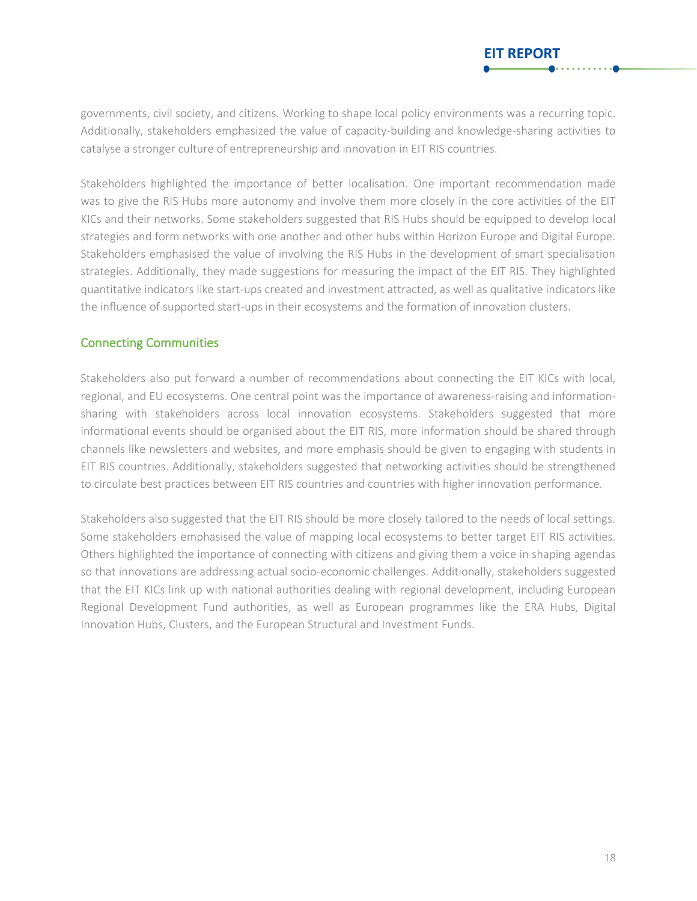governments, civil society, and citizens. Working to shape local policy environments was a recurring topic. Additionally, stakeholders emphasized the value of capacity-building and knowledge-sharing activities to catalyse a stronger culture of entrepreneurship and innovation in EIT RIS countries.

Stakeholders highlighted the importance of better localisation. One important recommendation made was to give the RIS Hubs more autonomy and involve them more closely in the core activities of the EIT KICs and their networks. Some stakeholders suggested that RIS Hubs should be equipped to develop local strategies and form networks with one another and other hubs within Horizon Europe and Digital Europe. Stakeholders emphasised the value of involving the RIS Hubs in the development of smart specialisation strategies. Additionally, they made suggestions for measuring the impact of the EIT RIS. They highlighted quantitative indicators like start-ups created and investment attracted, as well as qualitative indicators like the influence of supported start-ups in their ecosystems and the formation of innovation clusters.

## Connecting Communities

Stakeholders also put forward a number of recommendations about connecting the EIT KICs with local, regional, and EU ecosystems. One central point was the importance of awareness-raising and information-sharing with stakeholders across local innovation ecosystems. Stakeholders suggested that more informational events should be organised about the EIT RIS, more information should be shared through channels like newsletters and websites, and more emphasis should be given to engaging with students in EIT RIS countries. Additionally, stakeholders suggested that networking activities should be strengthened to circulate best practices between EIT RIS countries and countries with higher innovation performance.

Stakeholders also suggested that the EIT RIS should be more closely tailored to the needs of local settings. Some stakeholders emphasised the value of mapping local ecosystems to better target EIT RIS activities. Others highlighted the importance of connecting with citizens and giving them a voice in shaping agendas so that innovations are addressing actual socio-economic challenges. Additionally, stakeholders suggested that the EIT KICs link up with national authorities dealing with regional development, including European Regional Development Fund authorities, as well as European programmes like the ERA Hubs, Digital Innovation Hubs, Clusters, and the European Structural and Investment Funds.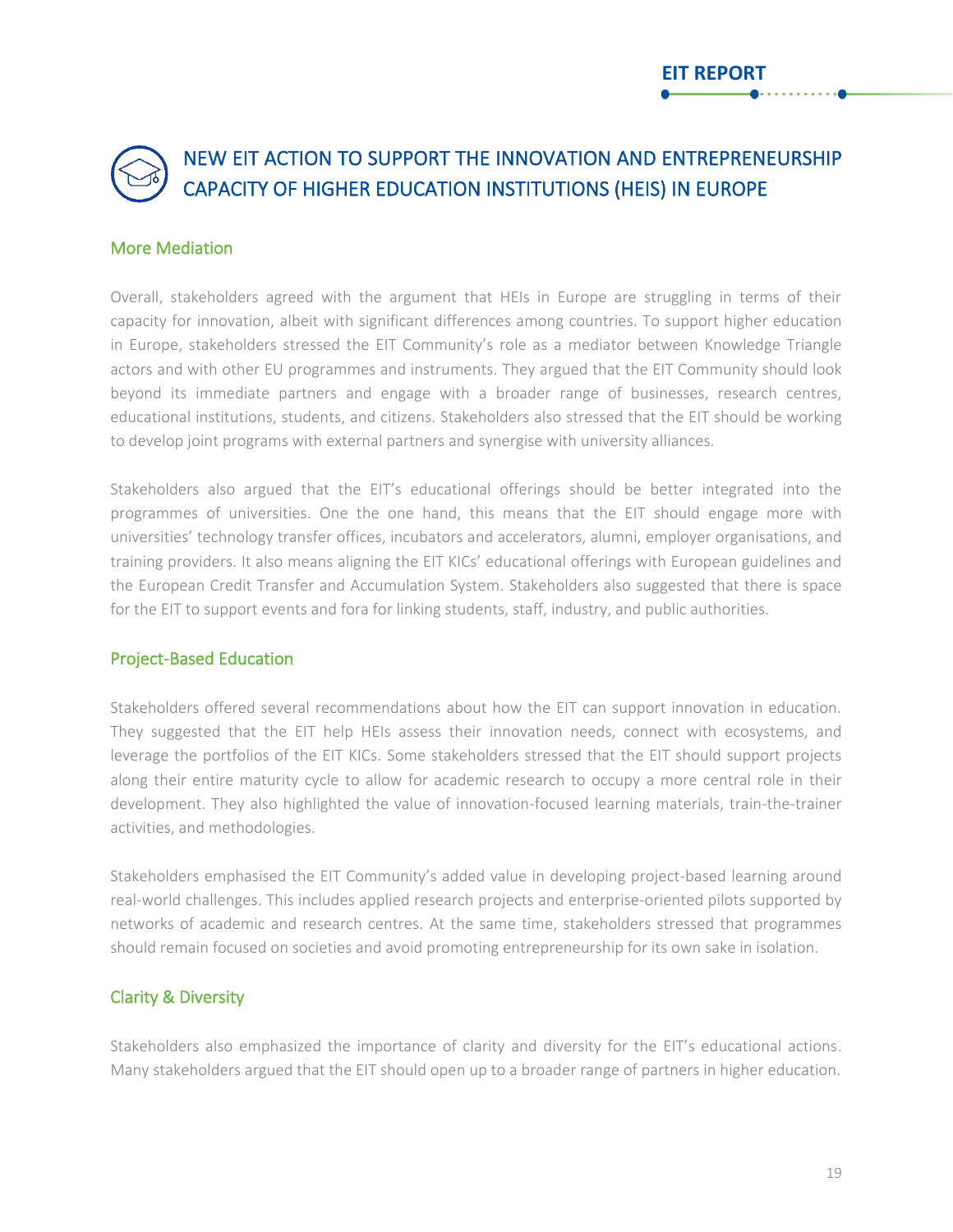## NEW EIT ACTION TO SUPPORT THE INNOVATION AND ENTREPRENEURSHIP CAPACITY OF HIGHER EDUCATION INSTITUTIONS (HEIS) IN EUROPE

### More Mediation

Overall, stakeholders agreed with the argument that HEIs in Europe are struggling in terms of their capacity for innovation, albeit with significant differences among countries. To support higher education in Europe, stakeholders stressed the EIT Community's role as a mediator between Knowledge Triangle actors and with other EU programmes and instruments. They argued that the EIT Community should look beyond its immediate partners and engage with a broader range of businesses, research centres, educational institutions, students, and citizens. Stakeholders also stressed that the EIT should be working to develop joint programs with external partners and synergise with university alliances.

Stakeholders also argued that the EIT's educational offerings should be better integrated into the programmes of universities. One the one hand, this means that the EIT should engage more with universities' technology transfer offices, incubators and accelerators, alumni, employer organisations, and training providers. It also means aligning the EIT KICs' educational offerings with European guidelines and the European Credit Transfer and Accumulation System. Stakeholders also suggested that there is space for the EIT to support events and fora for linking students, staff, industry, and public authorities.

### Project-Based Education

Stakeholders offered several recommendations about how the EIT can support innovation in education. They suggested that the EIT help HEIs assess their innovation needs, connect with ecosystems, and leverage the portfolios of the EIT KICs. Some stakeholders stressed that the EIT should support projects along their entire maturity cycle to allow for academic research to occupy a more central role in their development. They also highlighted the value of innovation-focused learning materials, train-the-trainer activities, and methodologies.

Stakeholders emphasised the EIT Community's added value in developing project-based learning around real-world challenges. This includes applied research projects and enterprise-oriented pilots supported by networks of academic and research centres. At the same time, stakeholders stressed that programmes should remain focused on societies and avoid promoting entrepreneurship for its own sake in isolation.

### Clarity & Diversity

Stakeholders also emphasized the importance of clarity and diversity for the EIT's educational actions. Many stakeholders argued that the EIT should open up to a broader range of partners in higher education.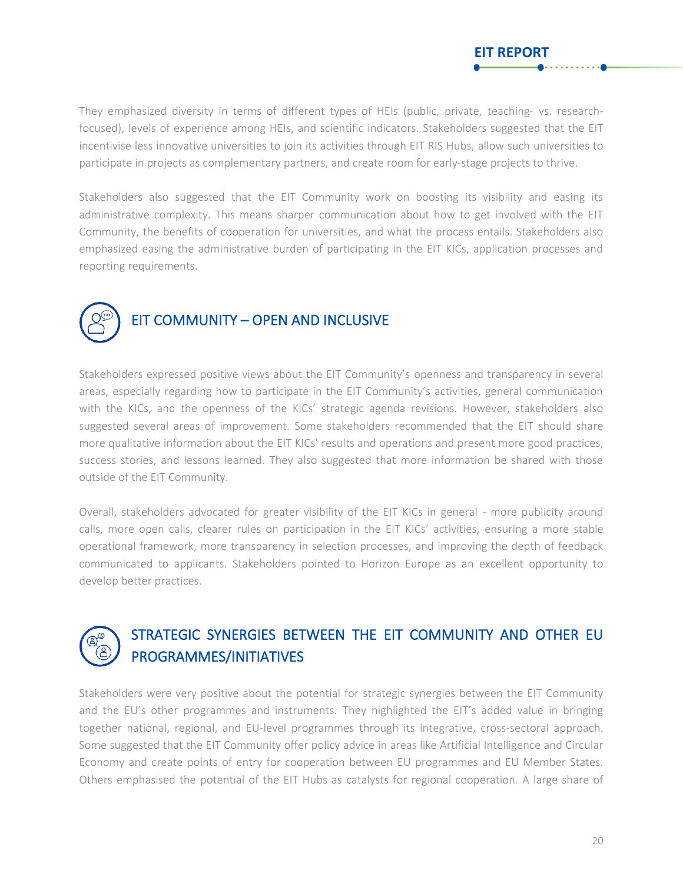They emphasized diversity in terms of different types of HEIs (public, private, teaching- vs. research-focused), levels of experience among HEIs, and scientific indicators. Stakeholders suggested that the EIT incentivise less innovative universities to join its activities through EIT RIS Hubs, allow such universities to participate in projects as complementary partners, and create room for early-stage projects to thrive.

Stakeholders also suggested that the EIT Community work on boosting its visibility and easing its administrative complexity. This means sharper communication about how to get involved with the EIT Community, the benefits of cooperation for universities, and what the process entails. Stakeholders also emphasized easing the administrative burden of participating in the EIT KICs, application processes and reporting requirements.

## EIT COMMUNITY – OPEN AND INCLUSIVE

Stakeholders expressed positive views about the EIT Community's openness and transparency in several areas, especially regarding how to participate in the EIT Community's activities, general communication with the KICs, and the openness of the KICs' strategic agenda revisions. However, stakeholders also suggested several areas of improvement. Some stakeholders recommended that the EIT should share more qualitative information about the EIT KICs' results and operations and present more good practices, success stories, and lessons learned. They also suggested that more information be shared with those outside of the EIT Community.

Overall, stakeholders advocated for greater visibility of the EIT KICs in general - more publicity around calls, more open calls, clearer rules on participation in the EIT KICs' activities, ensuring a more stable operational framework, more transparency in selection processes, and improving the depth of feedback communicated to applicants. Stakeholders pointed to Horizon Europe as an excellent opportunity to develop better practices.

## STRATEGIC SYNERGIES BETWEEN THE EIT COMMUNITY AND OTHER EU PROGRAMMES/INITIATIVES

Stakeholders were very positive about the potential for strategic synergies between the EIT Community and the EU's other programmes and instruments. They highlighted the EIT's added value in bringing together national, regional, and EU-level programmes through its integrative, cross-sectoral approach. Some suggested that the EIT Community offer policy advice in areas like Artificial Intelligence and Circular Economy and create points of entry for cooperation between EU programmes and EU Member States. Others emphasised the potential of the EIT Hubs as catalysts for regional cooperation. A large share of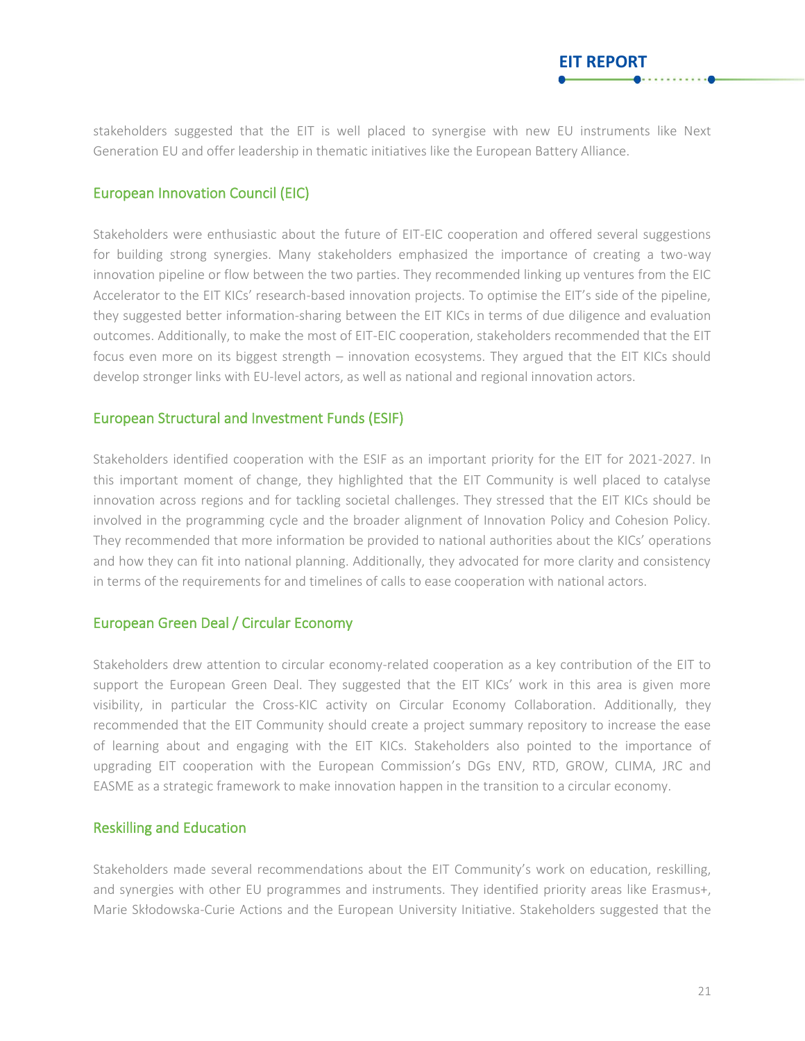stakeholders suggested that the EIT is well placed to synergise with new EU instruments like Next Generation EU and offer leadership in thematic initiatives like the European Battery Alliance.

### European Innovation Council (EIC)

Stakeholders were enthusiastic about the future of EIT-EIC cooperation and offered several suggestions for building strong synergies. Many stakeholders emphasized the importance of creating a two-way innovation pipeline or flow between the two parties. They recommended linking up ventures from the EIC Accelerator to the EIT KICs' research-based innovation projects. To optimise the EIT's side of the pipeline, they suggested better information-sharing between the EIT KICs in terms of due diligence and evaluation outcomes. Additionally, to make the most of EIT-EIC cooperation, stakeholders recommended that the EIT focus even more on its biggest strength – innovation ecosystems. They argued that the EIT KICs should develop stronger links with EU-level actors, as well as national and regional innovation actors.

### European Structural and Investment Funds (ESIF)

Stakeholders identified cooperation with the ESIF as an important priority for the EIT for 2021-2027. In this important moment of change, they highlighted that the EIT Community is well placed to catalyse innovation across regions and for tackling societal challenges. They stressed that the EIT KICs should be involved in the programming cycle and the broader alignment of Innovation Policy and Cohesion Policy. They recommended that more information be provided to national authorities about the KICs' operations and how they can fit into national planning. Additionally, they advocated for more clarity and consistency in terms of the requirements for and timelines of calls to ease cooperation with national actors.

### European Green Deal / Circular Economy

Stakeholders drew attention to circular economy-related cooperation as a key contribution of the EIT to support the European Green Deal. They suggested that the EIT KICs' work in this area is given more visibility, in particular the Cross-KIC activity on Circular Economy Collaboration. Additionally, they recommended that the EIT Community should create a project summary repository to increase the ease of learning about and engaging with the EIT KICs. Stakeholders also pointed to the importance of upgrading EIT cooperation with the European Commission's DGs ENV, RTD, GROW, CLIMA, JRC and EASME as a strategic framework to make innovation happen in the transition to a circular economy.

### Reskilling and Education

Stakeholders made several recommendations about the EIT Community's work on education, reskilling, and synergies with other EU programmes and instruments. They identified priority areas like Erasmus+, Marie Skłodowska-Curie Actions and the European University Initiative. Stakeholders suggested that the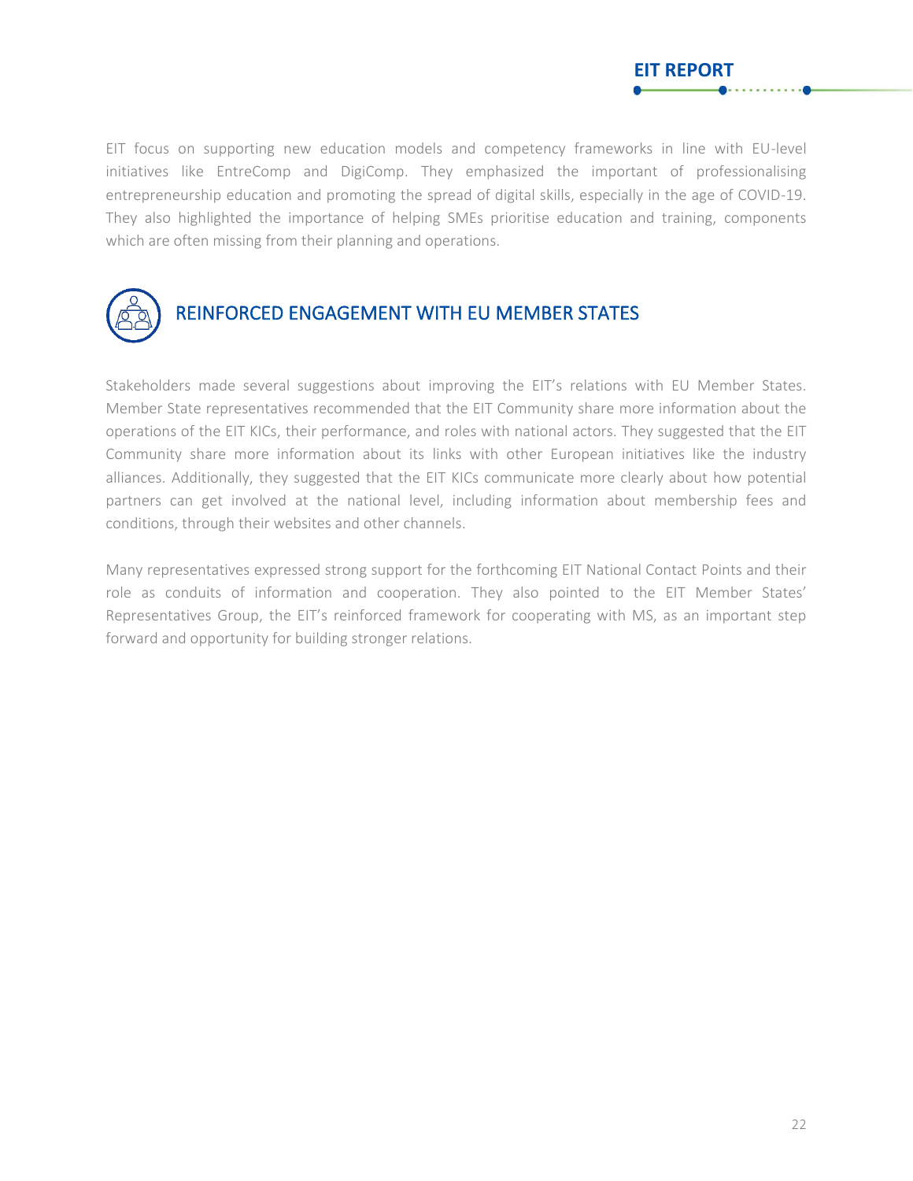EIT focus on supporting new education models and competency frameworks in line with EU-level initiatives like EntreComp and DigiComp. They emphasized the important of professionalising entrepreneurship education and promoting the spread of digital skills, especially in the age of COVID-19. They also highlighted the importance of helping SMEs prioritise education and training, components which are often missing from their planning and operations.

## REINFORCED ENGAGEMENT WITH EU MEMBER STATES

Stakeholders made several suggestions about improving the EIT's relations with EU Member States. Member State representatives recommended that the EIT Community share more information about the operations of the EIT KICs, their performance, and roles with national actors. They suggested that the EIT Community share more information about its links with other European initiatives like the industry alliances. Additionally, they suggested that the EIT KICs communicate more clearly about how potential partners can get involved at the national level, including information about membership fees and conditions, through their websites and other channels.

Many representatives expressed strong support for the forthcoming EIT National Contact Points and their role as conduits of information and cooperation. They also pointed to the EIT Member States' Representatives Group, the EIT's reinforced framework for cooperating with MS, as an important step forward and opportunity for building stronger relations.